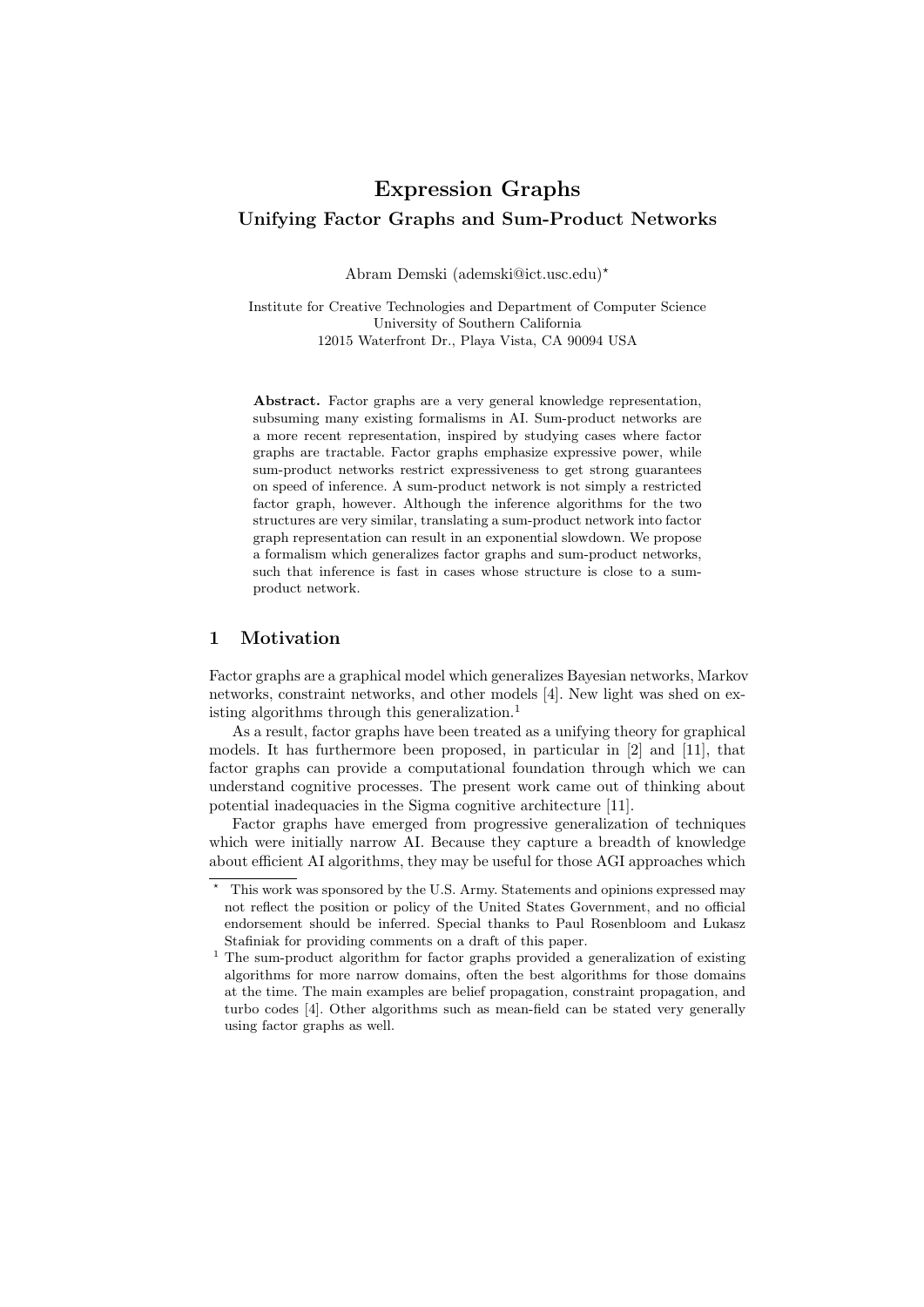# Expression Graphs

## Unifying Factor Graphs and Sum-Product Networks

Abram Demski (ademski@ict.usc.edu)[*]

Institute for Creative Technologies and Department of Computer Science
University of Southern California
12015 Waterfront Dr., Playa Vista, CA 90094 USA

**Abstract.** Factor graphs are a very general knowledge representation, subsuming many existing formalisms in AI. Sum-product networks are a more recent representation, inspired by studying cases where factor graphs are tractable. Factor graphs emphasize expressive power, while sum-product networks restrict expressiveness to get strong guarantees on speed of inference. A sum-product network is not simply a restricted factor graph, however. Although the inference algorithms for the two structures are very similar, translating a sum-product network into factor graph representation can result in an exponential slowdown. We propose a formalism which generalizes factor graphs and sum-product networks, such that inference is fast in cases whose structure is close to a sum-product network.

## 1 Motivation

Factor graphs are a graphical model which generalizes Bayesian networks, Markov networks, constraint networks, and other models [4]. New light was shed on existing algorithms through this generalization.[1]

As a result, factor graphs have been treated as a unifying theory for graphical models. It has furthermore been proposed, in particular in [2] and [11], that factor graphs can provide a computational foundation through which we can understand cognitive processes. The present work came out of thinking about potential inadequacies in the Sigma cognitive architecture [11].

Factor graphs have emerged from progressive generalization of techniques which were initially narrow AI. Because they capture a breadth of knowledge about efficient AI algorithms, they may be useful for those AGI approaches which

[*] This work was sponsored by the U.S. Army. Statements and opinions expressed may not reflect the position or policy of the United States Government, and no official endorsement should be inferred. Special thanks to Paul Rosenbloom and Łukasz Stafiniak for providing comments on a draft of this paper.

[1] The sum-product algorithm for factor graphs provided a generalization of existing algorithms for more narrow domains, often the best algorithms for those domains at the time. The main examples are belief propagation, constraint propagation, and turbo codes [4]. Other algorithms such as mean-field can be stated very generally using factor graphs as well.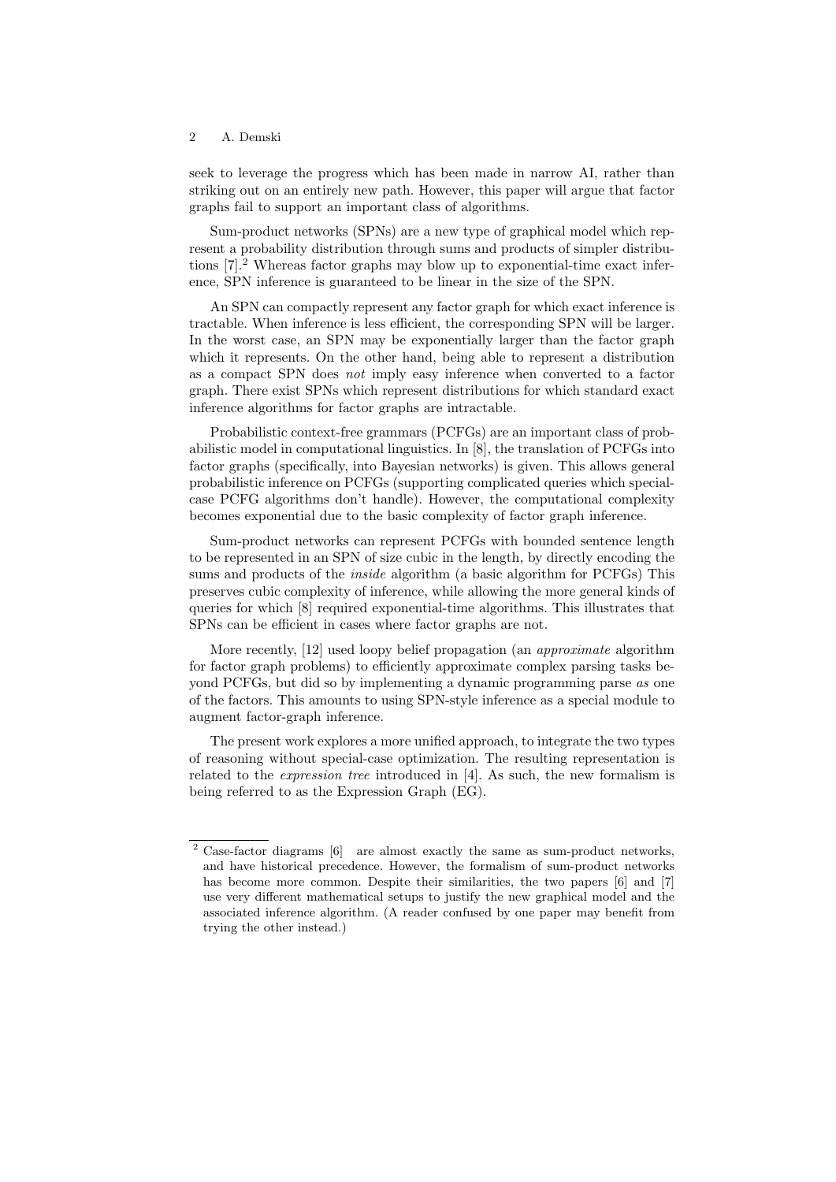seek to leverage the progress which has been made in narrow AI, rather than striking out on an entirely new path. However, this paper will argue that factor graphs fail to support an important class of algorithms.

Sum-product networks (SPNs) are a new type of graphical model which represent a probability distribution through sums and products of simpler distributions [7].[2] Whereas factor graphs may blow up to exponential-time exact inference, SPN inference is guaranteed to be linear in the size of the SPN.

An SPN can compactly represent any factor graph for which exact inference is tractable. When inference is less efficient, the corresponding SPN will be larger. In the worst case, an SPN may be exponentially larger than the factor graph which it represents. On the other hand, being able to represent a distribution as a compact SPN does *not* imply easy inference when converted to a factor graph. There exist SPNs which represent distributions for which standard exact inference algorithms for factor graphs are intractable.

Probabilistic context-free grammars (PCFGs) are an important class of probabilistic model in computational linguistics. In [8], the translation of PCFGs into factor graphs (specifically, into Bayesian networks) is given. This allows general probabilistic inference on PCFGs (supporting complicated queries which special-case PCFG algorithms don't handle). However, the computational complexity becomes exponential due to the basic complexity of factor graph inference.

Sum-product networks can represent PCFGs with bounded sentence length to be represented in an SPN of size cubic in the length, by directly encoding the sums and products of the *inside* algorithm (a basic algorithm for PCFGs) This preserves cubic complexity of inference, while allowing the more general kinds of queries for which [8] required exponential-time algorithms. This illustrates that SPNs can be efficient in cases where factor graphs are not.

More recently, [12] used loopy belief propagation (an *approximate* algorithm for factor graph problems) to efficiently approximate complex parsing tasks beyond PCFGs, but did so by implementing a dynamic programming parse *as* one of the factors. This amounts to using SPN-style inference as a special module to augment factor-graph inference.

The present work explores a more unified approach, to integrate the two types of reasoning without special-case optimization. The resulting representation is related to the *expression tree* introduced in [4]. As such, the new formalism is being referred to as the Expression Graph (EG).

---

[2] Case-factor diagrams [6] are almost exactly the same as sum-product networks, and have historical precedence. However, the formalism of sum-product networks has become more common. Despite their similarities, the two papers [6] and [7] use very different mathematical setups to justify the new graphical model and the associated inference algorithm. (A reader confused by one paper may benefit from trying the other instead.)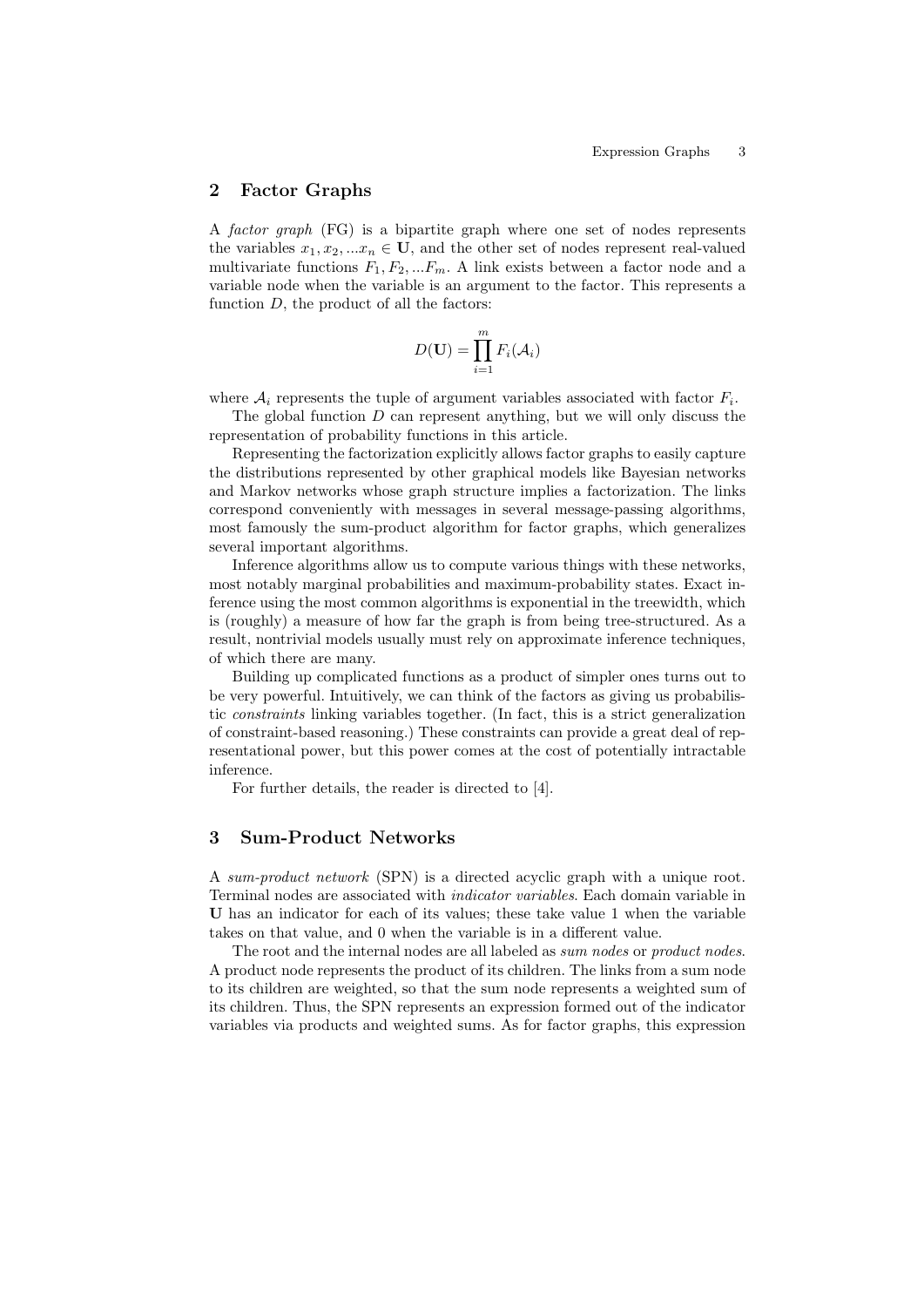## 2 Factor Graphs

A *factor graph* (FG) is a bipartite graph where one set of nodes represents the variables $x_1, x_2, ...x_n \in \mathbf{U}$, and the other set of nodes represent real-valued multivariate functions $F_1, F_2, ...F_m$. A link exists between a factor node and a variable node when the variable is an argument to the factor. This represents a function $D$, the product of all the factors:

$$D(\mathbf{U}) = \prod_{i=1}^{m} F_i(\mathcal{A}_i)$$

where $\mathcal{A}_i$ represents the tuple of argument variables associated with factor $F_i$.

The global function $D$ can represent anything, but we will only discuss the representation of probability functions in this article.

Representing the factorization explicitly allows factor graphs to easily capture the distributions represented by other graphical models like Bayesian networks and Markov networks whose graph structure implies a factorization. The links correspond conveniently with messages in several message-passing algorithms, most famously the sum-product algorithm for factor graphs, which generalizes several important algorithms.

Inference algorithms allow us to compute various things with these networks, most notably marginal probabilities and maximum-probability states. Exact inference using the most common algorithms is exponential in the treewidth, which is (roughly) a measure of how far the graph is from being tree-structured. As a result, nontrivial models usually must rely on approximate inference techniques, of which there are many.

Building up complicated functions as a product of simpler ones turns out to be very powerful. Intuitively, we can think of the factors as giving us probabilistic *constraints* linking variables together. (In fact, this is a strict generalization of constraint-based reasoning.) These constraints can provide a great deal of representational power, but this power comes at the cost of potentially intractable inference.

For further details, the reader is directed to [4].

## 3 Sum-Product Networks

A *sum-product network* (SPN) is a directed acyclic graph with a unique root. Terminal nodes are associated with *indicator variables*. Each domain variable in $\mathbf{U}$ has an indicator for each of its values; these take value 1 when the variable takes on that value, and 0 when the variable is in a different value.

The root and the internal nodes are all labeled as *sum nodes* or *product nodes*. A product node represents the product of its children. The links from a sum node to its children are weighted, so that the sum node represents a weighted sum of its children. Thus, the SPN represents an expression formed out of the indicator variables via products and weighted sums. As for factor graphs, this expression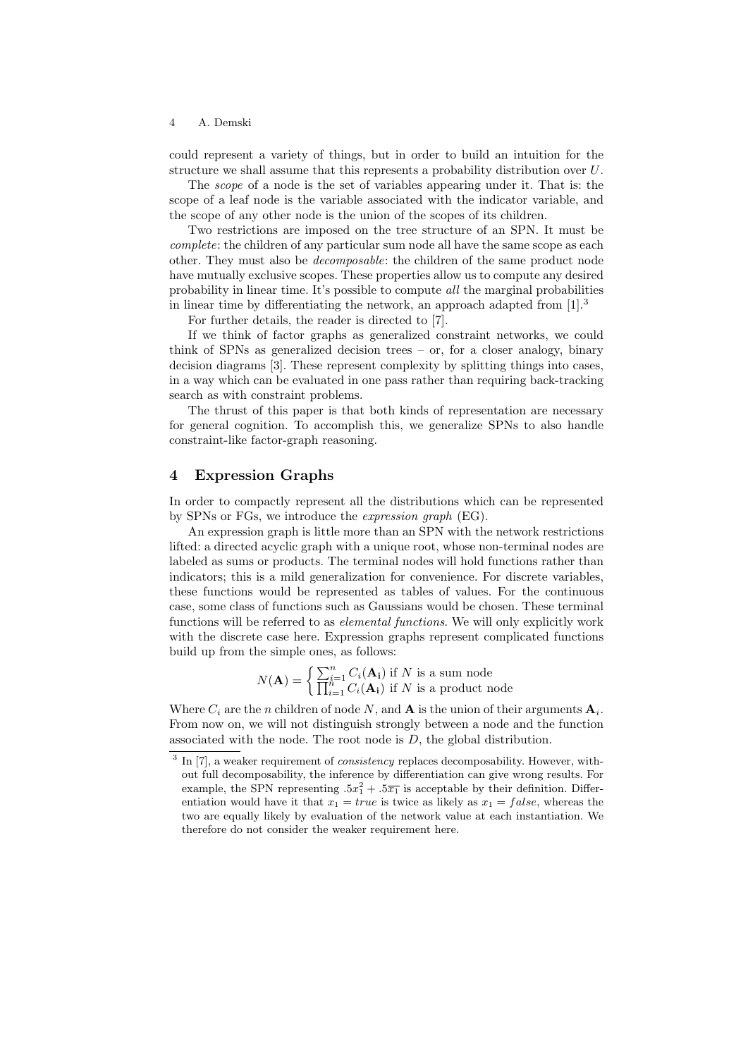could represent a variety of things, but in order to build an intuition for the structure we shall assume that this represents a probability distribution over $U$.

The *scope* of a node is the set of variables appearing under it. That is: the scope of a leaf node is the variable associated with the indicator variable, and the scope of any other node is the union of the scopes of its children.

Two restrictions are imposed on the tree structure of an SPN. It must be *complete*: the children of any particular sum node all have the same scope as each other. They must also be *decomposable*: the children of the same product node have mutually exclusive scopes. These properties allow us to compute any desired probability in linear time. It's possible to compute *all* the marginal probabilities in linear time by differentiating the network, an approach adapted from [1].[3]

For further details, the reader is directed to [7].

If we think of factor graphs as generalized constraint networks, we could think of SPNs as generalized decision trees – or, for a closer analogy, binary decision diagrams [3]. These represent complexity by splitting things into cases, in a way which can be evaluated in one pass rather than requiring back-tracking search as with constraint problems.

The thrust of this paper is that both kinds of representation are necessary for general cognition. To accomplish this, we generalize SPNs to also handle constraint-like factor-graph reasoning.

## 4 Expression Graphs

In order to compactly represent all the distributions which can be represented by SPNs or FGs, we introduce the *expression graph* (EG).

An expression graph is little more than an SPN with the network restrictions lifted: a directed acyclic graph with a unique root, whose non-terminal nodes are labeled as sums or products. The terminal nodes will hold functions rather than indicators; this is a mild generalization for convenience. For discrete variables, these functions would be represented as tables of values. For the continuous case, some class of functions such as Gaussians would be chosen. These terminal functions will be referred to as *elemental functions*. We will only explicitly work with the discrete case here. Expression graphs represent complicated functions build up from the simple ones, as follows:

$$N(\mathbf{A}) = \begin{cases} \sum_{i=1}^{n} C_i(\mathbf{A_i}) \text{ if } N \text{ is a sum node} \\ \prod_{i=1}^{n} C_i(\mathbf{A_i}) \text{ if } N \text{ is a product node} \end{cases}$$

Where $C_i$ are the $n$ children of node $N$, and $\mathbf{A}$ is the union of their arguments $\mathbf{A}_i$. From now on, we will not distinguish strongly between a node and the function associated with the node. The root node is $D$, the global distribution.

[3] In [7], a weaker requirement of *consistency* replaces decomposability. However, without full decomposability, the inference by differentiation can give wrong results. For example, the SPN representing $.5x_1^2 + .5\overline{x_1}$ is acceptable by their definition. Differentiation would have it that $x_1 = true$ is twice as likely as $x_1 = false$, whereas the two are equally likely by evaluation of the network value at each instantiation. We therefore do not consider the weaker requirement here.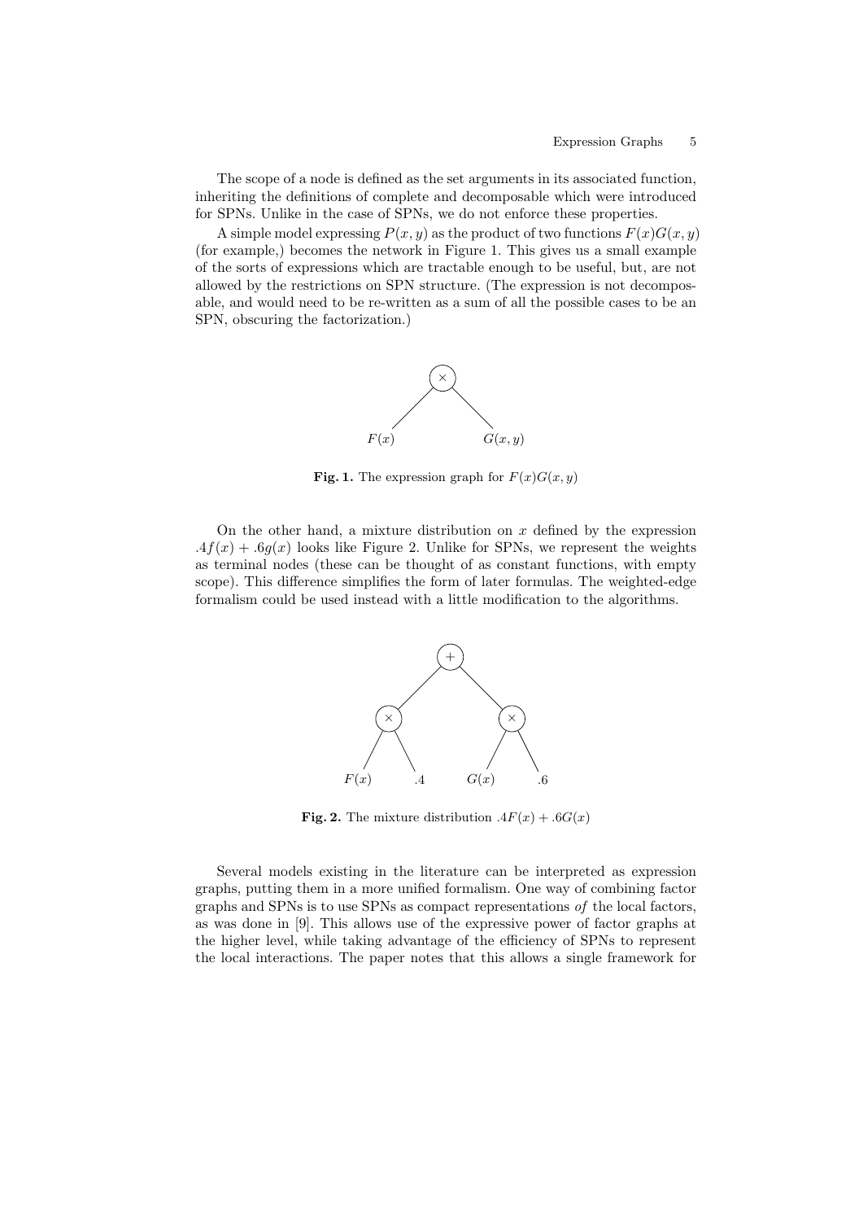The scope of a node is defined as the set arguments in its associated function, inheriting the definitions of complete and decomposable which were introduced for SPNs. Unlike in the case of SPNs, we do not enforce these properties.

A simple model expressing $P(x, y)$ as the product of two functions $F(x)G(x, y)$ (for example,) becomes the network in Figure 1. This gives us a small example of the sorts of expressions which are tractable enough to be useful, but, are not allowed by the restrictions on SPN structure. (The expression is not decomposable, and would need to be re-written as a sum of all the possible cases to be an SPN, obscuring the factorization.)

**Fig. 1.** The expression graph for $F(x)G(x, y)$

On the other hand, a mixture distribution on $x$ defined by the expression $.4f(x) + .6g(x)$ looks like Figure 2. Unlike for SPNs, we represent the weights as terminal nodes (these can be thought of as constant functions, with empty scope). This difference simplifies the form of later formulas. The weighted-edge formalism could be used instead with a little modification to the algorithms.

**Fig. 2.** The mixture distribution $.4F(x) + .6G(x)$

Several models existing in the literature can be interpreted as expression graphs, putting them in a more unified formalism. One way of combining factor graphs and SPNs is to use SPNs as compact representations *of* the local factors, as was done in [9]. This allows use of the expressive power of factor graphs at the higher level, while taking advantage of the efficiency of SPNs to represent the local interactions. The paper notes that this allows a single framework for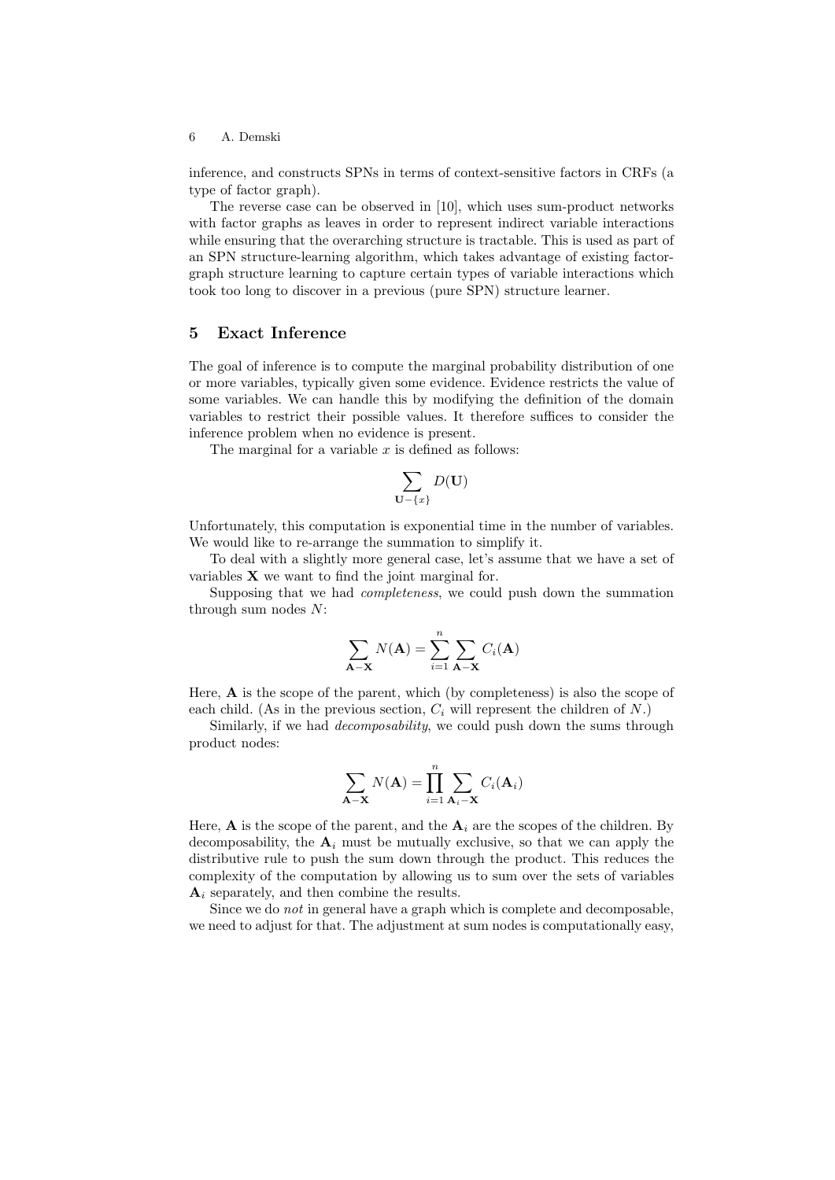inference, and constructs SPNs in terms of context-sensitive factors in CRFs (a type of factor graph).

The reverse case can be observed in [10], which uses sum-product networks with factor graphs as leaves in order to represent indirect variable interactions while ensuring that the overarching structure is tractable. This is used as part of an SPN structure-learning algorithm, which takes advantage of existing factor-graph structure learning to capture certain types of variable interactions which took too long to discover in a previous (pure SPN) structure learner.

## 5 Exact Inference

The goal of inference is to compute the marginal probability distribution of one or more variables, typically given some evidence. Evidence restricts the value of some variables. We can handle this by modifying the definition of the domain variables to restrict their possible values. It therefore suffices to consider the inference problem when no evidence is present.

The marginal for a variable $x$ is defined as follows:

$$\sum_{\mathbf{U}-\{x\}} D(\mathbf{U})$$

Unfortunately, this computation is exponential time in the number of variables. We would like to re-arrange the summation to simplify it.

To deal with a slightly more general case, let's assume that we have a set of variables $\mathbf{X}$ we want to find the joint marginal for.

Supposing that we had *completeness*, we could push down the summation through sum nodes $N$:

$$\sum_{\mathbf{A}-\mathbf{X}} N(\mathbf{A}) = \sum_{i=1}^{n} \sum_{\mathbf{A}-\mathbf{X}} C_i(\mathbf{A})$$

Here, $\mathbf{A}$ is the scope of the parent, which (by completeness) is also the scope of each child. (As in the previous section, $C_i$ will represent the children of $N$.)

Similarly, if we had *decomposability*, we could push down the sums through product nodes:

$$\sum_{\mathbf{A}-\mathbf{X}} N(\mathbf{A}) = \prod_{i=1}^{n} \sum_{\mathbf{A}_i-\mathbf{X}} C_i(\mathbf{A}_i)$$

Here, $\mathbf{A}$ is the scope of the parent, and the $\mathbf{A}_i$ are the scopes of the children. By decomposability, the $\mathbf{A}_i$ must be mutually exclusive, so that we can apply the distributive rule to push the sum down through the product. This reduces the complexity of the computation by allowing us to sum over the sets of variables $\mathbf{A}_i$ separately, and then combine the results.

Since we do *not* in general have a graph which is complete and decomposable, we need to adjust for that. The adjustment at sum nodes is computationally easy,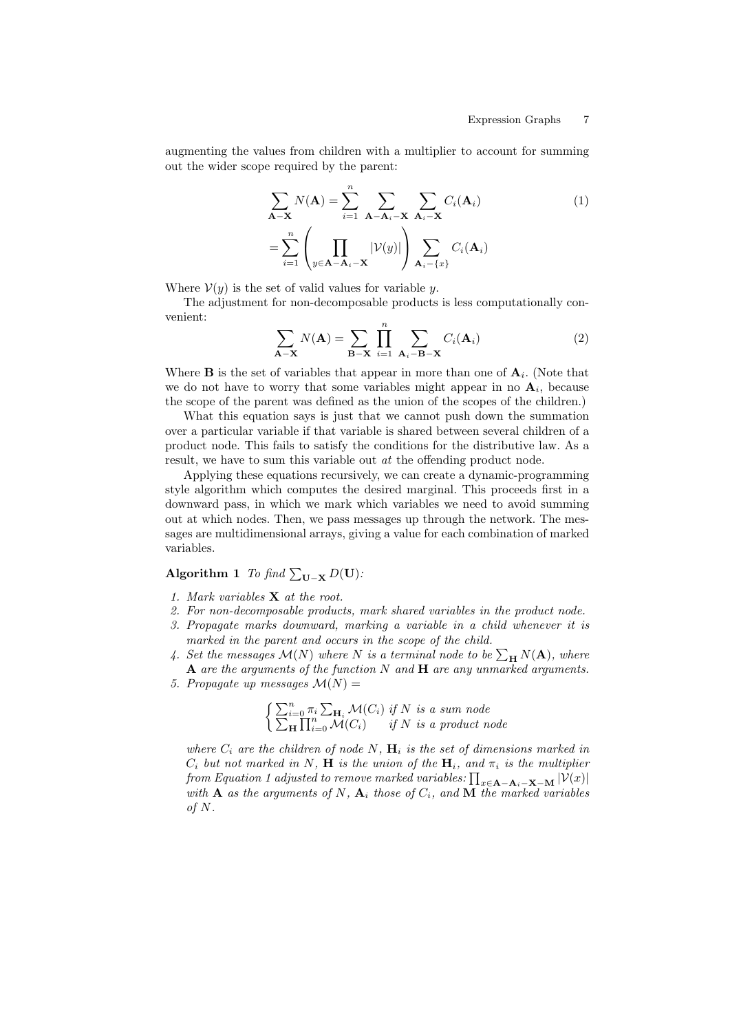augmenting the values from children with a multiplier to account for summing out the wider scope required by the parent:

$$
\begin{aligned}
\sum_{\mathbf{A}-\mathbf{X}} N(\mathbf{A}) &= \sum_{i=1}^{n} \sum_{\mathbf{A}-\mathbf{A}_i-\mathbf{X}} \sum_{\mathbf{A}_i-\mathbf{X}} C_i(\mathbf{A}_i) \qquad (1) \\
&= \sum_{i=1}^{n} \left( \prod_{y \in \mathbf{A}-\mathbf{A}_i-\mathbf{X}} |\mathcal{V}(y)| \right) \sum_{\mathbf{A}_i-\{x\}} C_i(\mathbf{A}_i)
\end{aligned}
$$

Where $\mathcal{V}(y)$ is the set of valid values for variable $y$.

The adjustment for non-decomposable products is less computationally convenient:

$$
\sum_{\mathbf{A}-\mathbf{X}} N(\mathbf{A}) = \sum_{\mathbf{B}-\mathbf{X}} \prod_{i=1}^{n} \sum_{\mathbf{A}_i-\mathbf{B}-\mathbf{X}} C_i(\mathbf{A}_i) \qquad (2)
$$

Where $\mathbf{B}$ is the set of variables that appear in more than one of $\mathbf{A}_i$. (Note that we do not have to worry that some variables might appear in no $\mathbf{A}_i$, because the scope of the parent was defined as the union of the scopes of the children.)

What this equation says is just that we cannot push down the summation over a particular variable if that variable is shared between several children of a product node. This fails to satisfy the conditions for the distributive law. As a result, we have to sum this variable out *at* the offending product node.

Applying these equations recursively, we can create a dynamic-programming style algorithm which computes the desired marginal. This proceeds first in a downward pass, in which we mark which variables we need to avoid summing out at which nodes. Then, we pass messages up through the network. The messages are multidimensional arrays, giving a value for each combination of marked variables.

**Algorithm 1** *To find* $\sum_{\mathbf{U}-\mathbf{X}} D(\mathbf{U})$*:*

1. *Mark variables* $\mathbf{X}$ *at the root.*
2. *For non-decomposable products, mark shared variables in the product node.*
3. *Propagate marks downward, marking a variable in a child whenever it is marked in the parent and occurs in the scope of the child.*
4. *Set the messages* $\mathcal{M}(N)$ *where* $N$ *is a terminal node to be* $\sum_{\mathbf{H}} N(\mathbf{A})$*, where* $\mathbf{A}$ *are the arguments of the function* $N$ *and* $\mathbf{H}$ *are any unmarked arguments.*
5. *Propagate up messages* $\mathcal{M}(N) =$

$$
\begin{cases} \sum_{i=0}^{n} \pi_i \sum_{\mathbf{H}_i} \mathcal{M}(C_i) & \text{if } N \text{ is a sum node} \\ \sum_{\mathbf{H}} \prod_{i=0}^{n} \mathcal{M}(C_i) & \text{if } N \text{ is a product node} \end{cases}
$$

*where* $C_i$ *are the children of node* $N$*,* $\mathbf{H}_i$ *is the set of dimensions marked in* $C_i$ *but not marked in* $N$*,* $\mathbf{H}$ *is the union of the* $\mathbf{H}_i$*, and* $\pi_i$ *is the multiplier from Equation 1 adjusted to remove marked variables:* $\prod_{x \in \mathbf{A}-\mathbf{A}_i-\mathbf{X}-\mathbf{M}} |\mathcal{V}(x)|$ *with* $\mathbf{A}$ *as the arguments of* $N$*,* $\mathbf{A}_i$ *those of* $C_i$*, and* $\mathbf{M}$ *the marked variables of* $N$*.*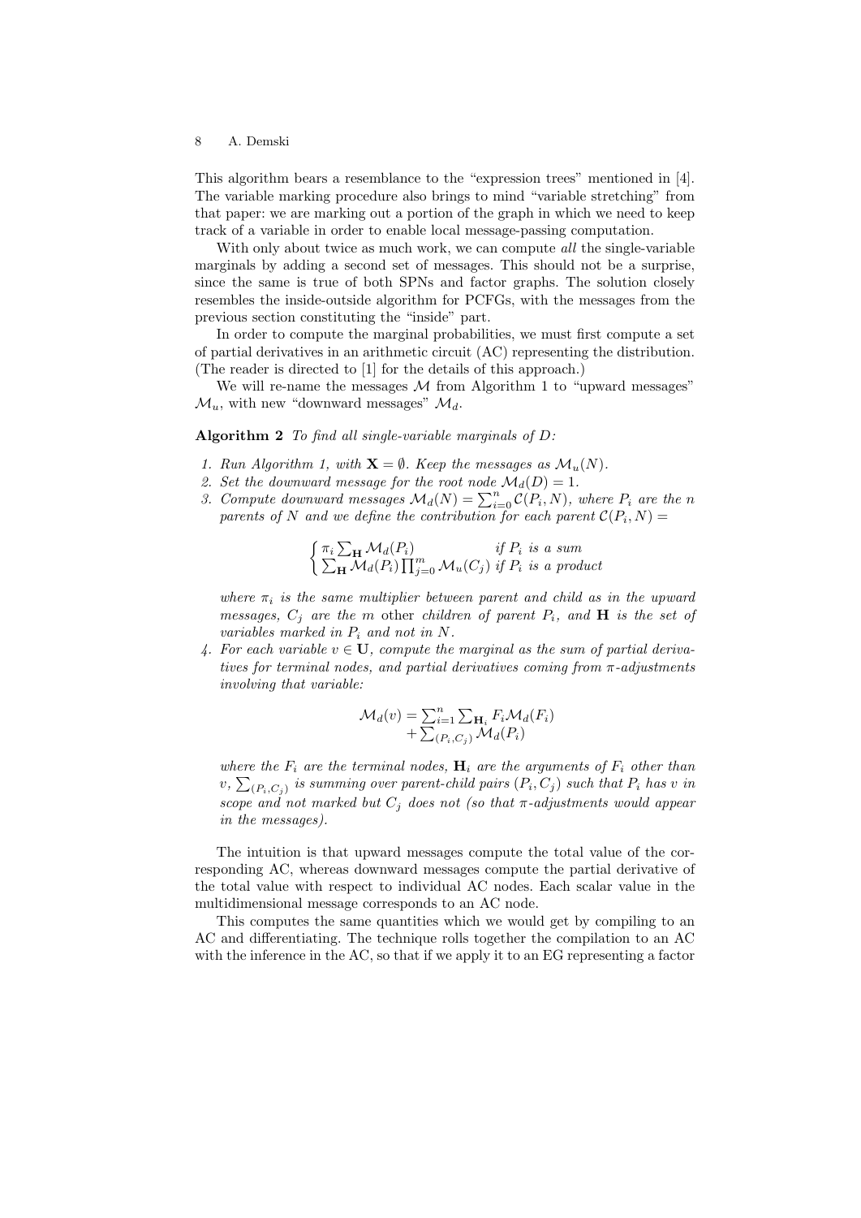This algorithm bears a resemblance to the "expression trees" mentioned in [4]. The variable marking procedure also brings to mind "variable stretching" from that paper: we are marking out a portion of the graph in which we need to keep track of a variable in order to enable local message-passing computation.

With only about twice as much work, we can compute *all* the single-variable marginals by adding a second set of messages. This should not be a surprise, since the same is true of both SPNs and factor graphs. The solution closely resembles the inside-outside algorithm for PCFGs, with the messages from the previous section constituting the "inside" part.

In order to compute the marginal probabilities, we must first compute a set of partial derivatives in an arithmetic circuit (AC) representing the distribution. (The reader is directed to [1] for the details of this approach.)

We will re-name the messages $\mathcal{M}$ from Algorithm 1 to "upward messages" $\mathcal{M}_u$, with new "downward messages" $\mathcal{M}_d$.

**Algorithm 2** *To find all single-variable marginals of $D$:*

1. *Run Algorithm 1, with $\mathbf{X} = \emptyset$. Keep the messages as $\mathcal{M}_u(N)$.*
2. *Set the downward message for the root node $\mathcal{M}_d(D) = 1$.*
3. *Compute downward messages $\mathcal{M}_d(N) = \sum_{i=0}^{n} \mathcal{C}(P_i, N)$, where $P_i$ are the $n$ parents of $N$ and we define the contribution for each parent $\mathcal{C}(P_i, N) =$*

$$\begin{cases} \pi_i \sum_{\mathbf{H}} \mathcal{M}_d(P_i) & \text{if } P_i \text{ is a sum} \\ \sum_{\mathbf{H}} \mathcal{M}_d(P_i) \prod_{j=0}^{m} \mathcal{M}_u(C_j) & \text{if } P_i \text{ is a product} \end{cases}$$

   *where $\pi_i$ is the same multiplier between parent and child as in the upward messages, $C_j$ are the $m$* other *children of parent $P_i$, and $\mathbf{H}$ is the set of variables marked in $P_i$ and not in $N$.*
4. *For each variable $v \in \mathbf{U}$, compute the marginal as the sum of partial derivatives for terminal nodes, and partial derivatives coming from $\pi$-adjustments involving that variable:*

$$\mathcal{M}_d(v) = \sum_{i=1}^{n} \sum_{\mathbf{H}_i} F_i \mathcal{M}_d(F_i) + \sum_{(P_i, C_j)} \mathcal{M}_d(P_i)$$

   *where the $F_i$ are the terminal nodes, $\mathbf{H}_i$ are the arguments of $F_i$ other than $v$, $\sum_{(P_i,C_j)}$ is summing over parent-child pairs $(P_i, C_j)$ such that $P_i$ has $v$ in scope and not marked but $C_j$ does not (so that $\pi$-adjustments would appear in the messages).*

The intuition is that upward messages compute the total value of the corresponding AC, whereas downward messages compute the partial derivative of the total value with respect to individual AC nodes. Each scalar value in the multidimensional message corresponds to an AC node.

This computes the same quantities which we would get by compiling to an AC and differentiating. The technique rolls together the compilation to an AC with the inference in the AC, so that if we apply it to an EG representing a factor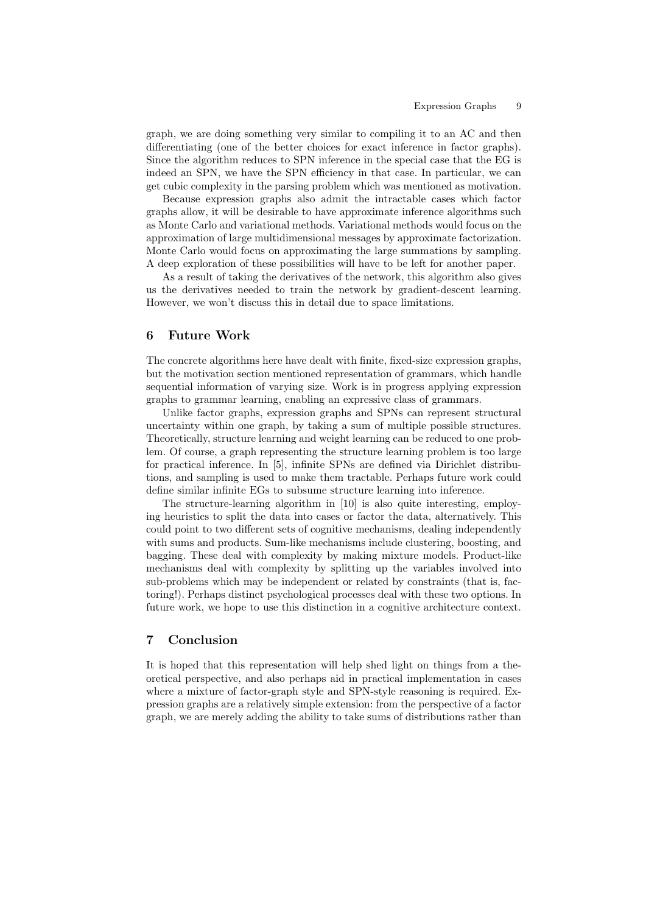graph, we are doing something very similar to compiling it to an AC and then differentiating (one of the better choices for exact inference in factor graphs). Since the algorithm reduces to SPN inference in the special case that the EG is indeed an SPN, we have the SPN efficiency in that case. In particular, we can get cubic complexity in the parsing problem which was mentioned as motivation.

Because expression graphs also admit the intractable cases which factor graphs allow, it will be desirable to have approximate inference algorithms such as Monte Carlo and variational methods. Variational methods would focus on the approximation of large multidimensional messages by approximate factorization. Monte Carlo would focus on approximating the large summations by sampling. A deep exploration of these possibilities will have to be left for another paper.

As a result of taking the derivatives of the network, this algorithm also gives us the derivatives needed to train the network by gradient-descent learning. However, we won't discuss this in detail due to space limitations.

## 6 Future Work

The concrete algorithms here have dealt with finite, fixed-size expression graphs, but the motivation section mentioned representation of grammars, which handle sequential information of varying size. Work is in progress applying expression graphs to grammar learning, enabling an expressive class of grammars.

Unlike factor graphs, expression graphs and SPNs can represent structural uncertainty within one graph, by taking a sum of multiple possible structures. Theoretically, structure learning and weight learning can be reduced to one problem. Of course, a graph representing the structure learning problem is too large for practical inference. In [5], infinite SPNs are defined via Dirichlet distributions, and sampling is used to make them tractable. Perhaps future work could define similar infinite EGs to subsume structure learning into inference.

The structure-learning algorithm in [10] is also quite interesting, employing heuristics to split the data into cases or factor the data, alternatively. This could point to two different sets of cognitive mechanisms, dealing independently with sums and products. Sum-like mechanisms include clustering, boosting, and bagging. These deal with complexity by making mixture models. Product-like mechanisms deal with complexity by splitting up the variables involved into sub-problems which may be independent or related by constraints (that is, factoring!). Perhaps distinct psychological processes deal with these two options. In future work, we hope to use this distinction in a cognitive architecture context.

## 7 Conclusion

It is hoped that this representation will help shed light on things from a theoretical perspective, and also perhaps aid in practical implementation in cases where a mixture of factor-graph style and SPN-style reasoning is required. Expression graphs are a relatively simple extension: from the perspective of a factor graph, we are merely adding the ability to take sums of distributions rather than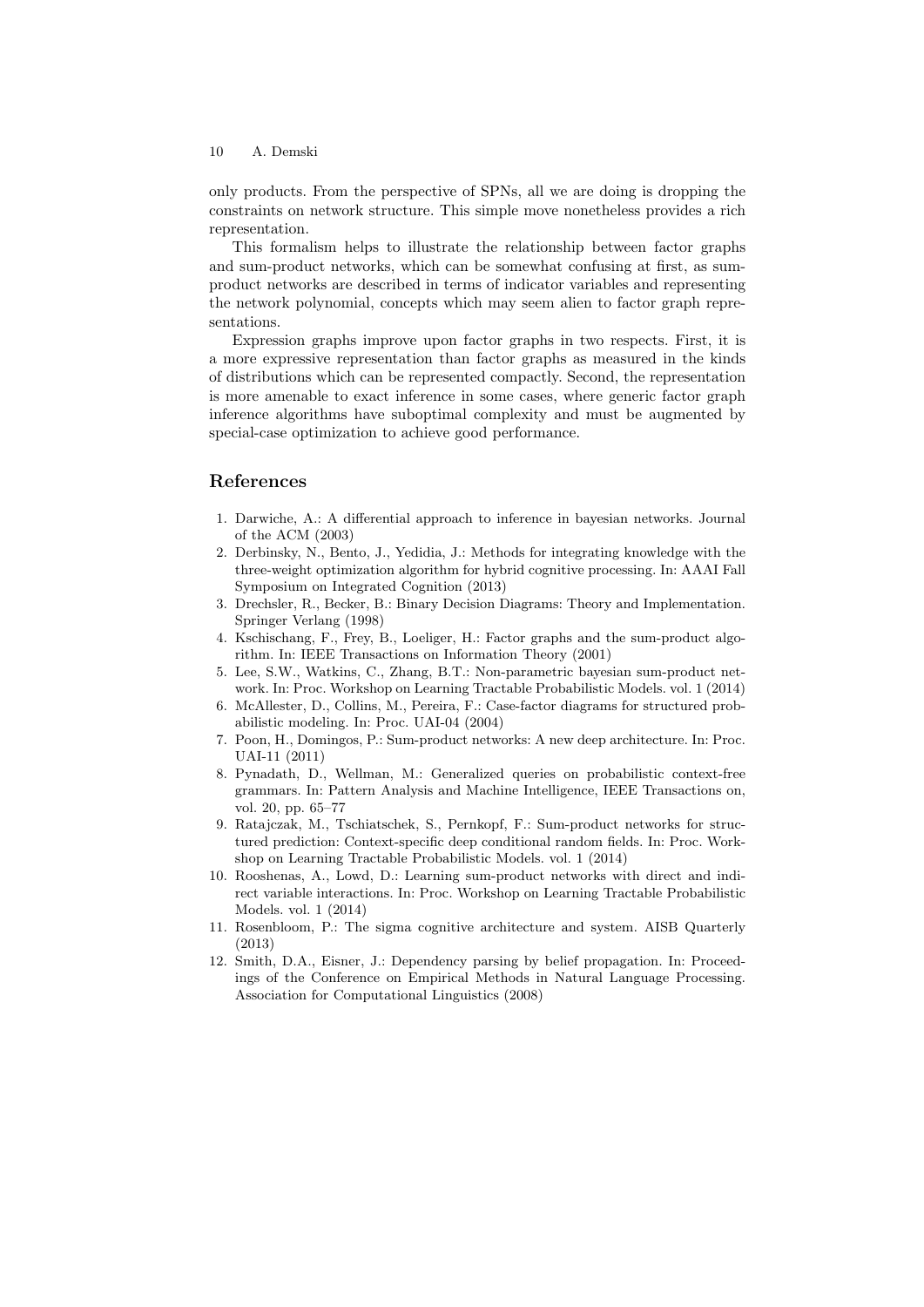only products. From the perspective of SPNs, all we are doing is dropping the constraints on network structure. This simple move nonetheless provides a rich representation.

This formalism helps to illustrate the relationship between factor graphs and sum-product networks, which can be somewhat confusing at first, as sum-product networks are described in terms of indicator variables and representing the network polynomial, concepts which may seem alien to factor graph representations.

Expression graphs improve upon factor graphs in two respects. First, it is a more expressive representation than factor graphs as measured in the kinds of distributions which can be represented compactly. Second, the representation is more amenable to exact inference in some cases, where generic factor graph inference algorithms have suboptimal complexity and must be augmented by special-case optimization to achieve good performance.

## References

1. Darwiche, A.: A differential approach to inference in bayesian networks. Journal of the ACM (2003)
2. Derbinsky, N., Bento, J., Yedidia, J.: Methods for integrating knowledge with the three-weight optimization algorithm for hybrid cognitive processing. In: AAAI Fall Symposium on Integrated Cognition (2013)
3. Drechsler, R., Becker, B.: Binary Decision Diagrams: Theory and Implementation. Springer Verlang (1998)
4. Kschischang, F., Frey, B., Loeliger, H.: Factor graphs and the sum-product algorithm. In: IEEE Transactions on Information Theory (2001)
5. Lee, S.W., Watkins, C., Zhang, B.T.: Non-parametric bayesian sum-product network. In: Proc. Workshop on Learning Tractable Probabilistic Models. vol. 1 (2014)
6. McAllester, D., Collins, M., Pereira, F.: Case-factor diagrams for structured probabilistic modeling. In: Proc. UAI-04 (2004)
7. Poon, H., Domingos, P.: Sum-product networks: A new deep architecture. In: Proc. UAI-11 (2011)
8. Pynadath, D., Wellman, M.: Generalized queries on probabilistic context-free grammars. In: Pattern Analysis and Machine Intelligence, IEEE Transactions on, vol. 20, pp. 65–77
9. Ratajczak, M., Tschiatschek, S., Pernkopf, F.: Sum-product networks for structured prediction: Context-specific deep conditional random fields. In: Proc. Workshop on Learning Tractable Probabilistic Models. vol. 1 (2014)
10. Rooshenas, A., Lowd, D.: Learning sum-product networks with direct and indirect variable interactions. In: Proc. Workshop on Learning Tractable Probabilistic Models. vol. 1 (2014)
11. Rosenbloom, P.: The sigma cognitive architecture and system. AISB Quarterly (2013)
12. Smith, D.A., Eisner, J.: Dependency parsing by belief propagation. In: Proceedings of the Conference on Empirical Methods in Natural Language Processing. Association for Computational Linguistics (2008)